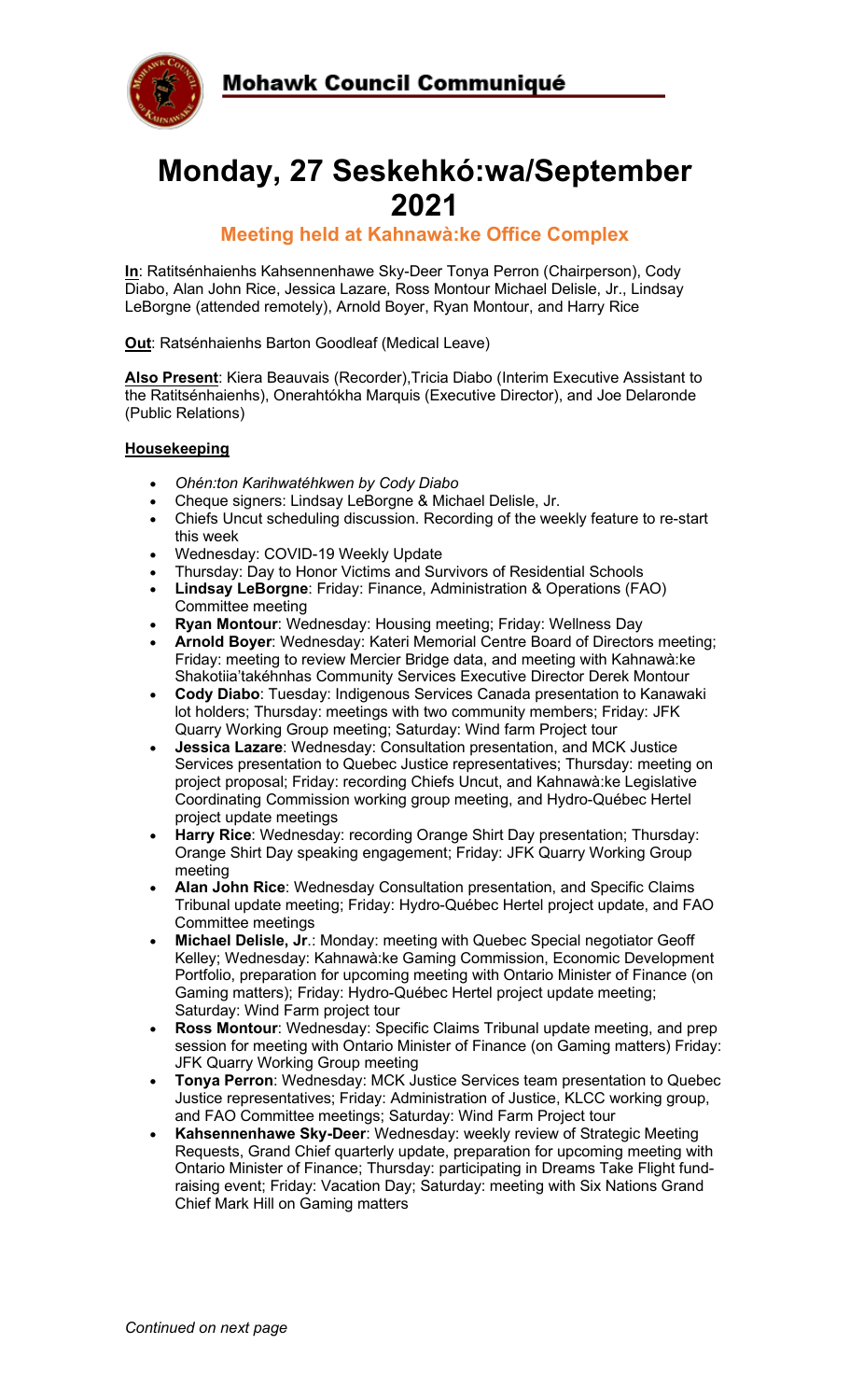**Mohawk Council Communiqué**

# Monday, 27 Seskehkó:wa/September 2021

## Meeting held at Kahnawà:ke Office Complex

**In**: Ratitsénhaienhs Kahsennenhawe Sky-Deer Tonya Perron (Chairperson), Cody Diabo, Alan John Rice, Jessica Lazare, Ross Montour Michael Delisle, Jr., Lindsay LeBorgne (attended remotely), Arnold Boyer, Ryan Montour, and Harry Rice

**Out**: Ratsénhaienhs Barton Goodleaf (Medical Leave)

**Also Present**: Kiera Beauvais (Recorder),Tricia Diabo (Interim Executive Assistant to the Ratitsénhaienhs), Onerahtókha Marquis (Executive Director), and Joe Delaronde (Public Relations)

**Housekeeping**

- *Ohén:ton Karihwatéhkwen by Cody Diabo*
- Cheque signers: Lindsay LeBorgne & Michael Delisle, Jr.
- Chiefs Uncut scheduling discussion. Recording of the weekly feature to re-start this week
- Wednesday: COVID-19 Weekly Update
- Thursday: Day to Honor Victims and Survivors of Residential Schools
- **Lindsay LeBorgne**: Friday: Finance, Administration & Operations (FAO) Committee meeting
- **Ryan Montour**: Wednesday: Housing meeting; Friday: Wellness Day
- **Arnold Boyer**: Wednesday: Kateri Memorial Centre Board of Directors meeting; Friday: meeting to review Mercier Bridge data, and meeting with Kahnawà:ke Shakotiia'takéhnhas Community Services Executive Director Derek Montour
- **Cody Diabo**: Tuesday: Indigenous Services Canada presentation to Kanawaki lot holders; Thursday: meetings with two community members; Friday: JFK Quarry Working Group meeting; Saturday: Wind farm Project tour
- **Jessica Lazare**: Wednesday: Consultation presentation, and MCK Justice Services presentation to Quebec Justice representatives; Thursday: meeting on project proposal; Friday: recording Chiefs Uncut, and Kahnawà:ke Legislative Coordinating Commission working group meeting, and Hydro-Québec Hertel project update meetings
- **Harry Rice**: Wednesday: recording Orange Shirt Day presentation; Thursday: Orange Shirt Day speaking engagement; Friday: JFK Quarry Working Group meeting
- **Alan John Rice**: Wednesday Consultation presentation, and Specific Claims Tribunal update meeting; Friday: Hydro-Québec Hertel project update, and FAO Committee meetings
- **Michael Delisle, Jr**.: Monday: meeting with Quebec Special negotiator Geoff Kelley; Wednesday: Kahnawà:ke Gaming Commission, Economic Development Portfolio, preparation for upcoming meeting with Ontario Minister of Finance (on Gaming matters); Friday: Hydro-Québec Hertel project update meeting; Saturday: Wind Farm project tour
- **Ross Montour**: Wednesday: Specific Claims Tribunal update meeting, and prep session for meeting with Ontario Minister of Finance (on Gaming matters) Friday: JFK Quarry Working Group meeting
- **Tonya Perron**: Wednesday: MCK Justice Services team presentation to Quebec Justice representatives; Friday: Administration of Justice, KLCC working group, and FAO Committee meetings; Saturday: Wind Farm Project tour
- **Kahsennenhawe Sky-Deer**: Wednesday: weekly review of Strategic Meeting Requests, Grand Chief quarterly update, preparation for upcoming meeting with Ontario Minister of Finance; Thursday: participating in Dreams Take Flight fund-raising event; Friday: Vacation Day; Saturday: meeting with Six Nations Grand Chief Mark Hill on Gaming matters

*Continued on next page*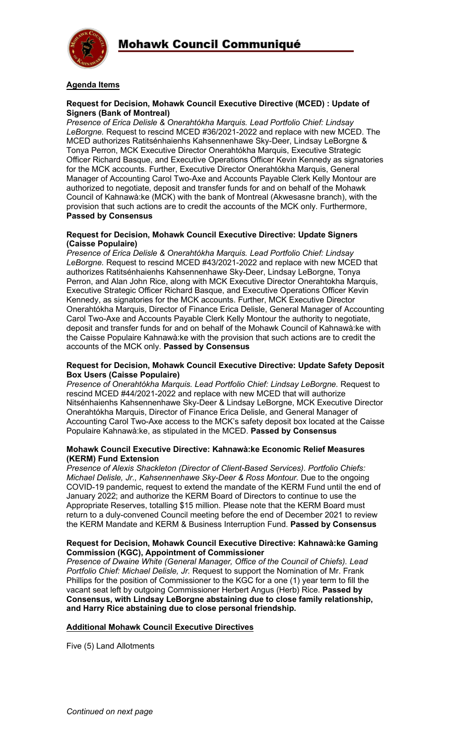**Agenda Items**

**Request for Decision, Mohawk Council Executive Directive (MCED) : Update of Signers (Bank of Montreal)**

*Presence of Erica Delisle & Onerahtókha Marquis. Lead Portfolio Chief: Lindsay LeBorgne.* Request to rescind MCED #36/2021-2022 and replace with new MCED. The MCED authorizes Ratitsénhaienhs Kahsennenhawe Sky-Deer, Lindsay LeBorgne & Tonya Perron, MCK Executive Director Onerahtókha Marquis, Executive Strategic Officer Richard Basque, and Executive Operations Officer Kevin Kennedy as signatories for the MCK accounts. Further, Executive Director Onerahtókha Marquis, General Manager of Accounting Carol Two-Axe and Accounts Payable Clerk Kelly Montour are authorized to negotiate, deposit and transfer funds for and on behalf of the Mohawk Council of Kahnawà:ke (MCK) with the bank of Montreal (Akwesasne branch), with the provision that such actions are to credit the accounts of the MCK only. Furthermore, **Passed by Consensus**

**Request for Decision, Mohawk Council Executive Directive: Update Signers (Caisse Populaire)**

*Presence of Erica Delisle & Onerahtókha Marquis. Lead Portfolio Chief: Lindsay LeBorgne.* Request to rescind MCED #43/2021-2022 and replace with new MCED that authorizes Ratitsénhaienhs Kahsennenhawe Sky-Deer, Lindsay LeBorgne, Tonya Perron, and Alan John Rice, along with MCK Executive Director Onerahtokha Marquis, Executive Strategic Officer Richard Basque, and Executive Operations Officer Kevin Kennedy, as signatories for the MCK accounts. Further, MCK Executive Director Onerahtókha Marquis, Director of Finance Erica Delisle, General Manager of Accounting Carol Two-Axe and Accounts Payable Clerk Kelly Montour the authority to negotiate, deposit and transfer funds for and on behalf of the Mohawk Council of Kahnawà:ke with the Caisse Populaire Kahnawà:ke with the provision that such actions are to credit the accounts of the MCK only. **Passed by Consensus**

**Request for Decision, Mohawk Council Executive Directive: Update Safety Deposit Box Users (Caisse Populaire)**

*Presence of Onerahtókha Marquis. Lead Portfolio Chief: Lindsay LeBorgne.* Request to rescind MCED #44/2021-2022 and replace with new MCED that will authorize Nitsénhaienhs Kahsennenhawe Sky-Deer & Lindsay LeBorgne, MCK Executive Director Onerahtókha Marquis, Director of Finance Erica Delisle, and General Manager of Accounting Carol Two-Axe access to the MCK's safety deposit box located at the Caisse Populaire Kahnawà:ke, as stipulated in the MCED. **Passed by Consensus**

**Mohawk Council Executive Directive: Kahnawà:ke Economic Relief Measures (KERM) Fund Extension**

*Presence of Alexis Shackleton (Director of Client-Based Services). Portfolio Chiefs: Michael Delisle, Jr., Kahsennenhawe Sky-Deer & Ross Montour.* Due to the ongoing COVID-19 pandemic, request to extend the mandate of the KERM Fund until the end of January 2022; and authorize the KERM Board of Directors to continue to use the Appropriate Reserves, totalling $15 million. Please note that the KERM Board must return to a duly-convened Council meeting before the end of December 2021 to review the KERM Mandate and KERM & Business Interruption Fund. **Passed by Consensus**

**Request for Decision, Mohawk Council Executive Directive: Kahnawà:ke Gaming Commission (KGC), Appointment of Commissioner**

*Presence of Dwaine White (General Manager, Office of the Council of Chiefs). Lead Portfolio Chief: Michael Delisle, Jr.* Request to support the Nomination of Mr. Frank Phillips for the position of Commissioner to the KGC for a one (1) year term to fill the vacant seat left by outgoing Commissioner Herbert Angus (Herb) Rice. **Passed by Consensus, with Lindsay LeBorgne abstaining due to close family relationship, and Harry Rice abstaining due to close personal friendship.**

**Additional Mohawk Council Executive Directives**

Five (5) Land Allotments

*Continued on next page*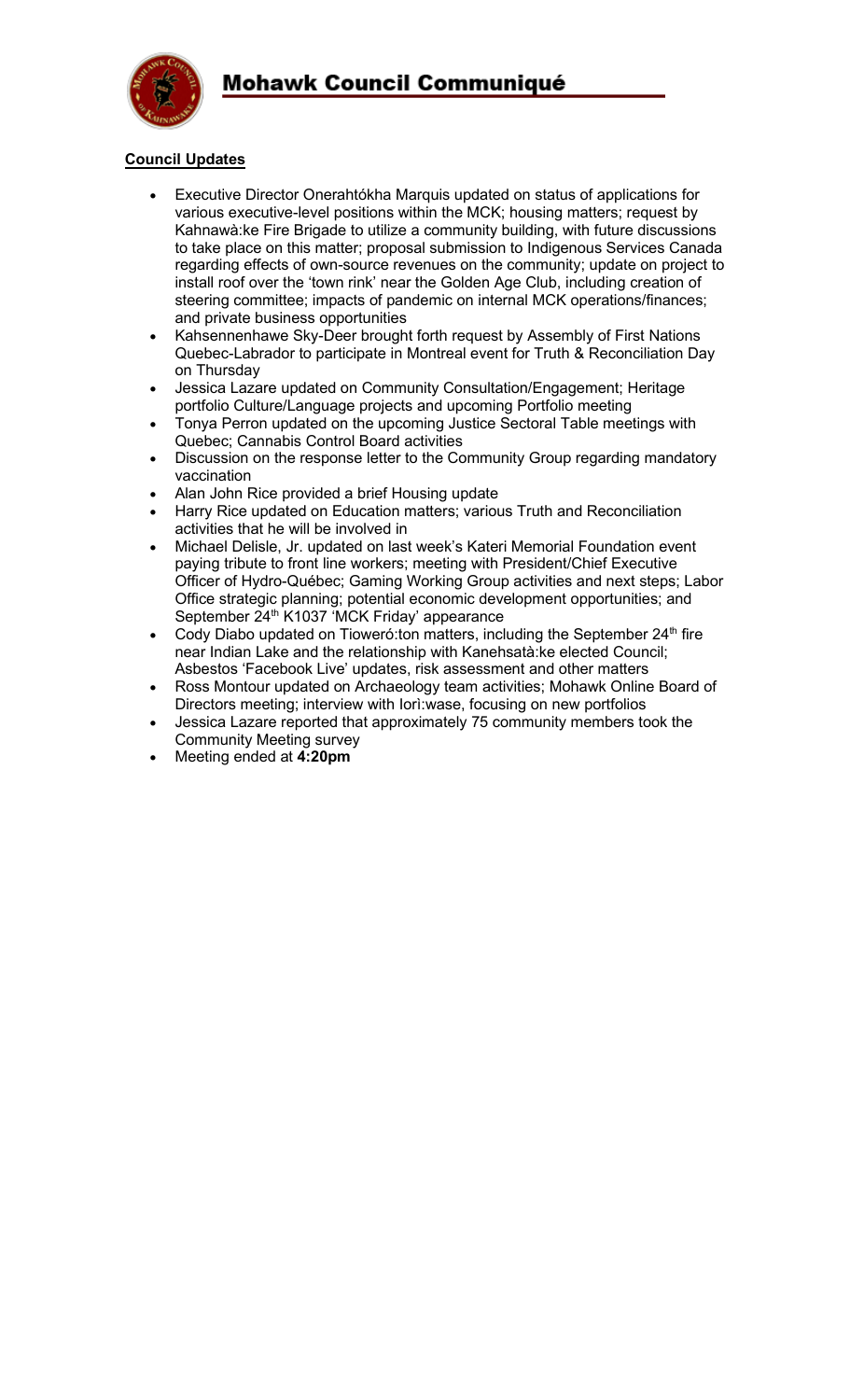**Council Updates**

- Executive Director Onerahtókha Marquis updated on status of applications for various executive-level positions within the MCK; housing matters; request by Kahnawà:ke Fire Brigade to utilize a community building, with future discussions to take place on this matter; proposal submission to Indigenous Services Canada regarding effects of own-source revenues on the community; update on project to install roof over the 'town rink' near the Golden Age Club, including creation of steering committee; impacts of pandemic on internal MCK operations/finances; and private business opportunities
- Kahsennenhawe Sky-Deer brought forth request by Assembly of First Nations Quebec-Labrador to participate in Montreal event for Truth & Reconciliation Day on Thursday
- Jessica Lazare updated on Community Consultation/Engagement; Heritage portfolio Culture/Language projects and upcoming Portfolio meeting
- Tonya Perron updated on the upcoming Justice Sectoral Table meetings with Quebec; Cannabis Control Board activities
- Discussion on the response letter to the Community Group regarding mandatory vaccination
- Alan John Rice provided a brief Housing update
- Harry Rice updated on Education matters; various Truth and Reconciliation activities that he will be involved in
- Michael Delisle, Jr. updated on last week's Kateri Memorial Foundation event paying tribute to front line workers; meeting with President/Chief Executive Officer of Hydro-Québec; Gaming Working Group activities and next steps; Labor Office strategic planning; potential economic development opportunities; and September 24th K1037 'MCK Friday' appearance
- Cody Diabo updated on Tioweró:ton matters, including the September 24th fire near Indian Lake and the relationship with Kanehsatà:ke elected Council; Asbestos 'Facebook Live' updates, risk assessment and other matters
- Ross Montour updated on Archaeology team activities; Mohawk Online Board of Directors meeting; interview with Iorì:wase, focusing on new portfolios
- Jessica Lazare reported that approximately 75 community members took the Community Meeting survey
- Meeting ended at **4:20pm**